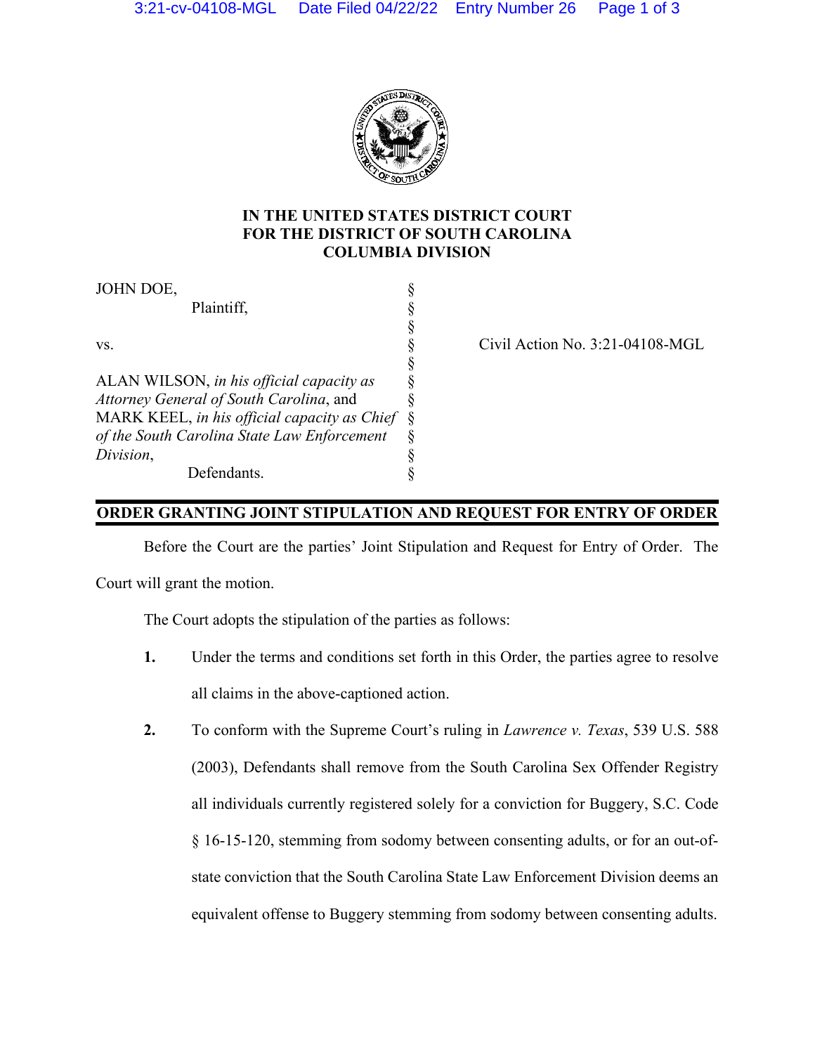**IN THE UNITED STATES DISTRICT COURT**
**FOR THE DISTRICT OF SOUTH CAROLINA**
**COLUMBIA DIVISION**

JOHN DOE,
Plaintiff,

vs.

ALAN WILSON, *in his official capacity as Attorney General of South Carolina*, and MARK KEEL, *in his official capacity as Chief of the South Carolina State Law Enforcement Division*,
Defendants.

Civil Action No. 3:21-04108-MGL

## ORDER GRANTING JOINT STIPULATION AND REQUEST FOR ENTRY OF ORDER

Before the Court are the parties' Joint Stipulation and Request for Entry of Order. The Court will grant the motion.

The Court adopts the stipulation of the parties as follows:

**1.** Under the terms and conditions set forth in this Order, the parties agree to resolve all claims in the above-captioned action.

**2.** To conform with the Supreme Court's ruling in *Lawrence v. Texas*, 539 U.S. 588 (2003), Defendants shall remove from the South Carolina Sex Offender Registry all individuals currently registered solely for a conviction for Buggery, S.C. Code § 16-15-120, stemming from sodomy between consenting adults, or for an out-of-state conviction that the South Carolina State Law Enforcement Division deems an equivalent offense to Buggery stemming from sodomy between consenting adults.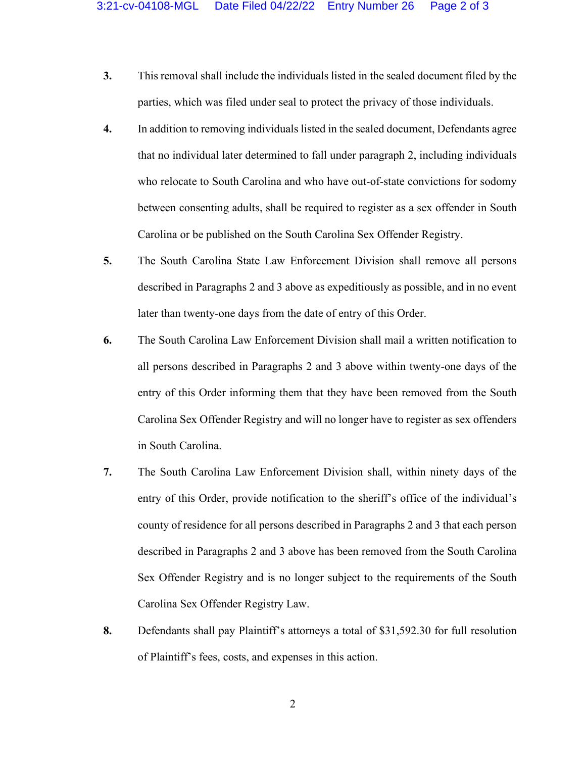3. This removal shall include the individuals listed in the sealed document filed by the parties, which was filed under seal to protect the privacy of those individuals.

4. In addition to removing individuals listed in the sealed document, Defendants agree that no individual later determined to fall under paragraph 2, including individuals who relocate to South Carolina and who have out-of-state convictions for sodomy between consenting adults, shall be required to register as a sex offender in South Carolina or be published on the South Carolina Sex Offender Registry.

5. The South Carolina State Law Enforcement Division shall remove all persons described in Paragraphs 2 and 3 above as expeditiously as possible, and in no event later than twenty-one days from the date of entry of this Order.

6. The South Carolina Law Enforcement Division shall mail a written notification to all persons described in Paragraphs 2 and 3 above within twenty-one days of the entry of this Order informing them that they have been removed from the South Carolina Sex Offender Registry and will no longer have to register as sex offenders in South Carolina.

7. The South Carolina Law Enforcement Division shall, within ninety days of the entry of this Order, provide notification to the sheriff's office of the individual's county of residence for all persons described in Paragraphs 2 and 3 that each person described in Paragraphs 2 and 3 above has been removed from the South Carolina Sex Offender Registry and is no longer subject to the requirements of the South Carolina Sex Offender Registry Law.

8. Defendants shall pay Plaintiff's attorneys a total of $31,592.30 for full resolution of Plaintiff's fees, costs, and expenses in this action.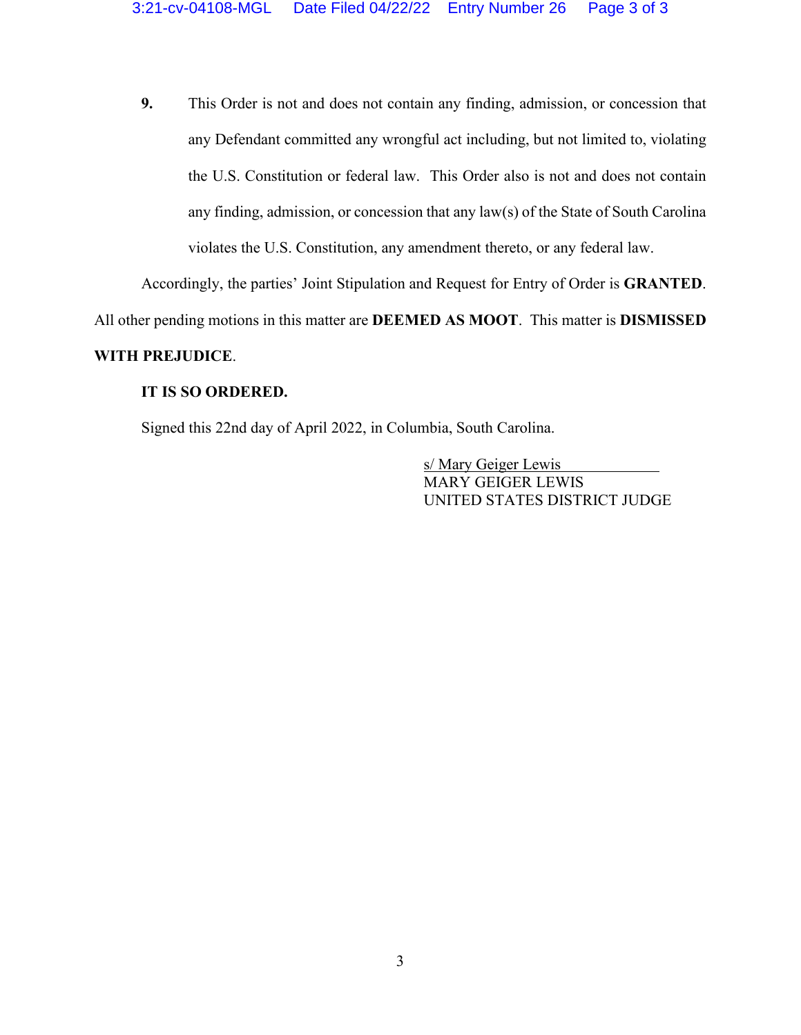**9.** This Order is not and does not contain any finding, admission, or concession that any Defendant committed any wrongful act including, but not limited to, violating the U.S. Constitution or federal law. This Order also is not and does not contain any finding, admission, or concession that any law(s) of the State of South Carolina violates the U.S. Constitution, any amendment thereto, or any federal law.

Accordingly, the parties' Joint Stipulation and Request for Entry of Order is **GRANTED**. All other pending motions in this matter are **DEEMED AS MOOT**. This matter is **DISMISSED WITH PREJUDICE**.

**IT IS SO ORDERED.**

Signed this 22nd day of April 2022, in Columbia, South Carolina.

s/ Mary Geiger Lewis
MARY GEIGER LEWIS
UNITED STATES DISTRICT JUDGE